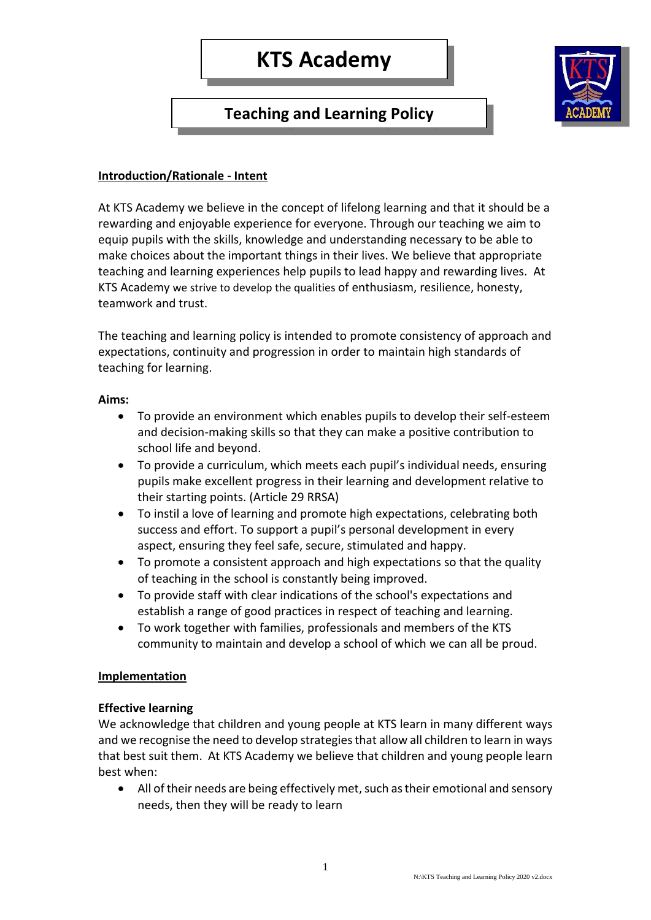# KTS Academy

## Teaching and Learning Policy

**Introduction/Rationale - Intent**

At KTS Academy we believe in the concept of lifelong learning and that it should be a rewarding and enjoyable experience for everyone. Through our teaching we aim to equip pupils with the skills, knowledge and understanding necessary to be able to make choices about the important things in their lives. We believe that appropriate teaching and learning experiences help pupils to lead happy and rewarding lives. At KTS Academy we strive to develop the qualities of enthusiasm, resilience, honesty, teamwork and trust.

The teaching and learning policy is intended to promote consistency of approach and expectations, continuity and progression in order to maintain high standards of teaching for learning.

**Aims:**

- To provide an environment which enables pupils to develop their self-esteem and decision-making skills so that they can make a positive contribution to school life and beyond.
- To provide a curriculum, which meets each pupil's individual needs, ensuring pupils make excellent progress in their learning and development relative to their starting points. (Article 29 RRSA)
- To instil a love of learning and promote high expectations, celebrating both success and effort. To support a pupil's personal development in every aspect, ensuring they feel safe, secure, stimulated and happy.
- To promote a consistent approach and high expectations so that the quality of teaching in the school is constantly being improved.
- To provide staff with clear indications of the school's expectations and establish a range of good practices in respect of teaching and learning.
- To work together with families, professionals and members of the KTS community to maintain and develop a school of which we can all be proud.

**Implementation**

**Effective learning**

We acknowledge that children and young people at KTS learn in many different ways and we recognise the need to develop strategies that allow all children to learn in ways that best suit them. At KTS Academy we believe that children and young people learn best when:

- All of their needs are being effectively met, such as their emotional and sensory needs, then they will be ready to learn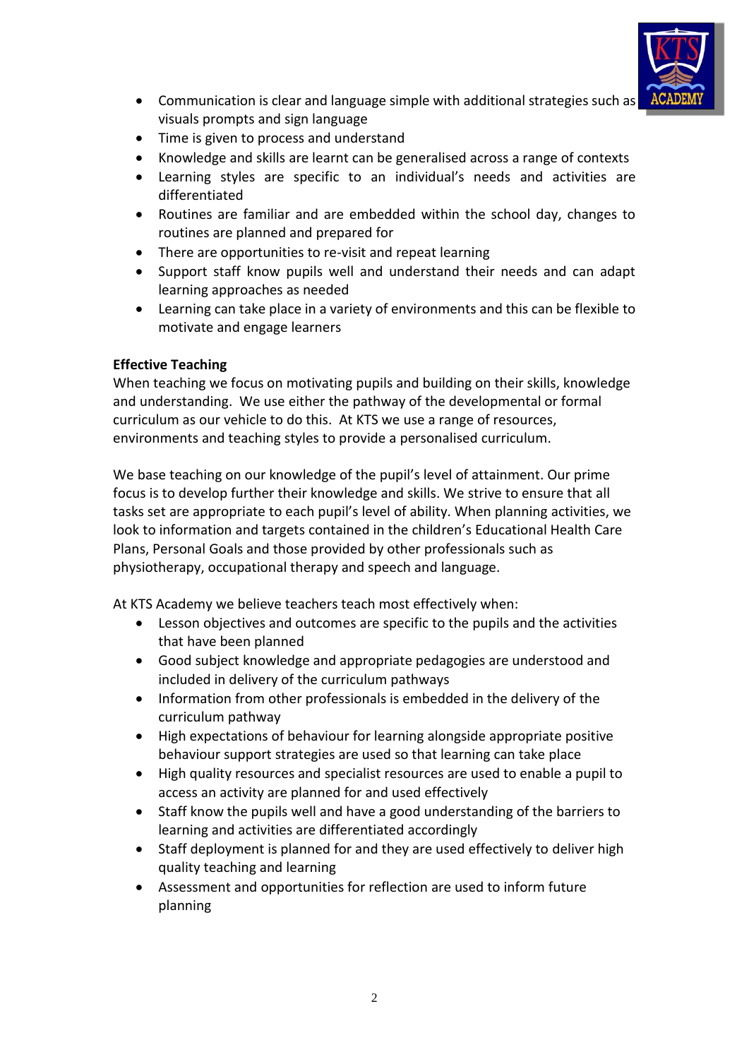- Communication is clear and language simple with additional strategies such as visuals prompts and sign language
- Time is given to process and understand
- Knowledge and skills are learnt can be generalised across a range of contexts
- Learning styles are specific to an individual's needs and activities are differentiated
- Routines are familiar and are embedded within the school day, changes to routines are planned and prepared for
- There are opportunities to re-visit and repeat learning
- Support staff know pupils well and understand their needs and can adapt learning approaches as needed
- Learning can take place in a variety of environments and this can be flexible to motivate and engage learners

**Effective Teaching**

When teaching we focus on motivating pupils and building on their skills, knowledge and understanding. We use either the pathway of the developmental or formal curriculum as our vehicle to do this. At KTS we use a range of resources, environments and teaching styles to provide a personalised curriculum.

We base teaching on our knowledge of the pupil's level of attainment. Our prime focus is to develop further their knowledge and skills. We strive to ensure that all tasks set are appropriate to each pupil's level of ability. When planning activities, we look to information and targets contained in the children's Educational Health Care Plans, Personal Goals and those provided by other professionals such as physiotherapy, occupational therapy and speech and language.

At KTS Academy we believe teachers teach most effectively when:

- Lesson objectives and outcomes are specific to the pupils and the activities that have been planned
- Good subject knowledge and appropriate pedagogies are understood and included in delivery of the curriculum pathways
- Information from other professionals is embedded in the delivery of the curriculum pathway
- High expectations of behaviour for learning alongside appropriate positive behaviour support strategies are used so that learning can take place
- High quality resources and specialist resources are used to enable a pupil to access an activity are planned for and used effectively
- Staff know the pupils well and have a good understanding of the barriers to learning and activities are differentiated accordingly
- Staff deployment is planned for and they are used effectively to deliver high quality teaching and learning
- Assessment and opportunities for reflection are used to inform future planning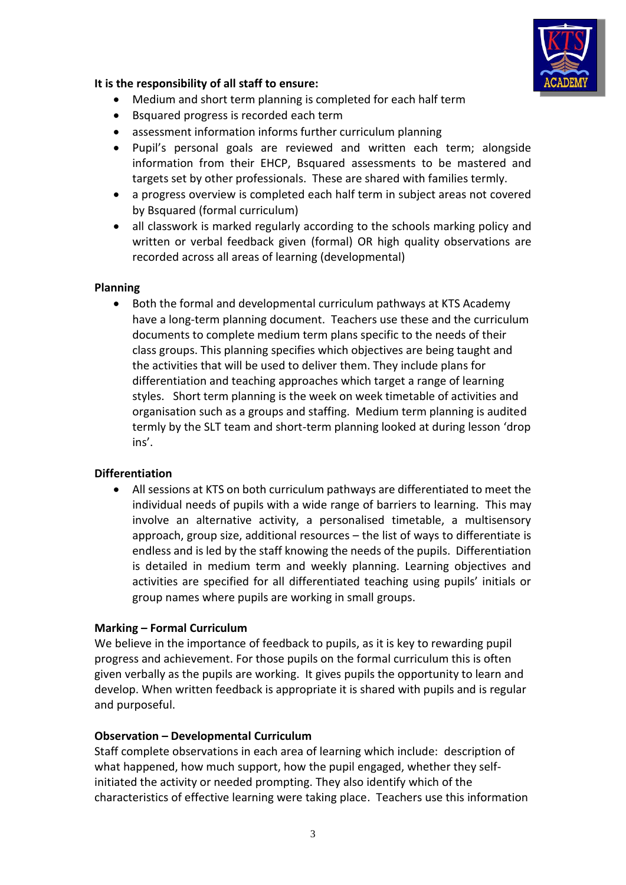**It is the responsibility of all staff to ensure:**

- Medium and short term planning is completed for each half term
- Bsquared progress is recorded each term
- assessment information informs further curriculum planning
- Pupil's personal goals are reviewed and written each term; alongside information from their EHCP, Bsquared assessments to be mastered and targets set by other professionals. These are shared with families termly.
- a progress overview is completed each half term in subject areas not covered by Bsquared (formal curriculum)
- all classwork is marked regularly according to the schools marking policy and written or verbal feedback given (formal) OR high quality observations are recorded across all areas of learning (developmental)

**Planning**

- Both the formal and developmental curriculum pathways at KTS Academy have a long-term planning document. Teachers use these and the curriculum documents to complete medium term plans specific to the needs of their class groups. This planning specifies which objectives are being taught and the activities that will be used to deliver them. They include plans for differentiation and teaching approaches which target a range of learning styles. Short term planning is the week on week timetable of activities and organisation such as a groups and staffing. Medium term planning is audited termly by the SLT team and short-term planning looked at during lesson 'drop ins'.

**Differentiation**

- All sessions at KTS on both curriculum pathways are differentiated to meet the individual needs of pupils with a wide range of barriers to learning. This may involve an alternative activity, a personalised timetable, a multisensory approach, group size, additional resources – the list of ways to differentiate is endless and is led by the staff knowing the needs of the pupils. Differentiation is detailed in medium term and weekly planning. Learning objectives and activities are specified for all differentiated teaching using pupils' initials or group names where pupils are working in small groups.

**Marking – Formal Curriculum**

We believe in the importance of feedback to pupils, as it is key to rewarding pupil progress and achievement. For those pupils on the formal curriculum this is often given verbally as the pupils are working. It gives pupils the opportunity to learn and develop. When written feedback is appropriate it is shared with pupils and is regular and purposeful.

**Observation – Developmental Curriculum**

Staff complete observations in each area of learning which include: description of what happened, how much support, how the pupil engaged, whether they self-initiated the activity or needed prompting. They also identify which of the characteristics of effective learning were taking place. Teachers use this information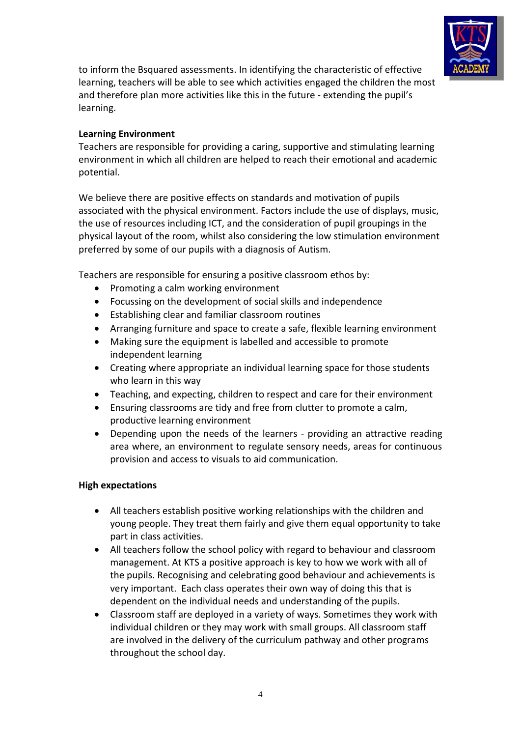to inform the Bsquared assessments. In identifying the characteristic of effective learning, teachers will be able to see which activities engaged the children the most and therefore plan more activities like this in the future - extending the pupil's learning.

**Learning Environment**

Teachers are responsible for providing a caring, supportive and stimulating learning environment in which all children are helped to reach their emotional and academic potential.

We believe there are positive effects on standards and motivation of pupils associated with the physical environment. Factors include the use of displays, music, the use of resources including ICT, and the consideration of pupil groupings in the physical layout of the room, whilst also considering the low stimulation environment preferred by some of our pupils with a diagnosis of Autism.

Teachers are responsible for ensuring a positive classroom ethos by:

- Promoting a calm working environment
- Focussing on the development of social skills and independence
- Establishing clear and familiar classroom routines
- Arranging furniture and space to create a safe, flexible learning environment
- Making sure the equipment is labelled and accessible to promote independent learning
- Creating where appropriate an individual learning space for those students who learn in this way
- Teaching, and expecting, children to respect and care for their environment
- Ensuring classrooms are tidy and free from clutter to promote a calm, productive learning environment
- Depending upon the needs of the learners - providing an attractive reading area where, an environment to regulate sensory needs, areas for continuous provision and access to visuals to aid communication.

**High expectations**

- All teachers establish positive working relationships with the children and young people. They treat them fairly and give them equal opportunity to take part in class activities.
- All teachers follow the school policy with regard to behaviour and classroom management. At KTS a positive approach is key to how we work with all of the pupils. Recognising and celebrating good behaviour and achievements is very important. Each class operates their own way of doing this that is dependent on the individual needs and understanding of the pupils.
- Classroom staff are deployed in a variety of ways. Sometimes they work with individual children or they may work with small groups. All classroom staff are involved in the delivery of the curriculum pathway and other programs throughout the school day.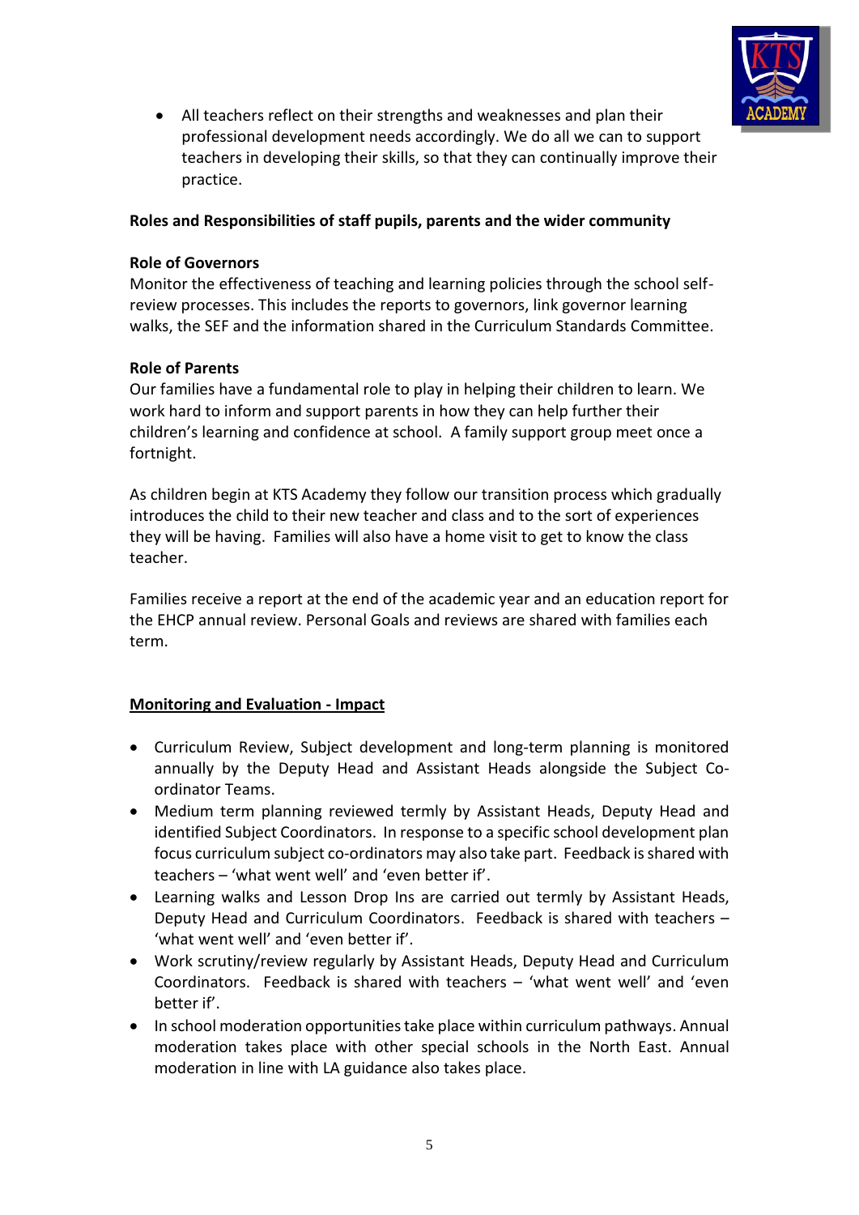- All teachers reflect on their strengths and weaknesses and plan their professional development needs accordingly. We do all we can to support teachers in developing their skills, so that they can continually improve their practice.

**Roles and Responsibilities of staff pupils, parents and the wider community**

**Role of Governors**
Monitor the effectiveness of teaching and learning policies through the school self-review processes. This includes the reports to governors, link governor learning walks, the SEF and the information shared in the Curriculum Standards Committee.

**Role of Parents**
Our families have a fundamental role to play in helping their children to learn. We work hard to inform and support parents in how they can help further their children's learning and confidence at school. A family support group meet once a fortnight.

As children begin at KTS Academy they follow our transition process which gradually introduces the child to their new teacher and class and to the sort of experiences they will be having. Families will also have a home visit to get to know the class teacher.

Families receive a report at the end of the academic year and an education report for the EHCP annual review. Personal Goals and reviews are shared with families each term.

**<u>Monitoring and Evaluation - Impact</u>**

- Curriculum Review, Subject development and long-term planning is monitored annually by the Deputy Head and Assistant Heads alongside the Subject Co-ordinator Teams.
- Medium term planning reviewed termly by Assistant Heads, Deputy Head and identified Subject Coordinators. In response to a specific school development plan focus curriculum subject co-ordinators may also take part. Feedback is shared with teachers – 'what went well' and 'even better if'.
- Learning walks and Lesson Drop Ins are carried out termly by Assistant Heads, Deputy Head and Curriculum Coordinators. Feedback is shared with teachers – 'what went well' and 'even better if'.
- Work scrutiny/review regularly by Assistant Heads, Deputy Head and Curriculum Coordinators. Feedback is shared with teachers – 'what went well' and 'even better if'.
- In school moderation opportunities take place within curriculum pathways. Annual moderation takes place with other special schools in the North East. Annual moderation in line with LA guidance also takes place.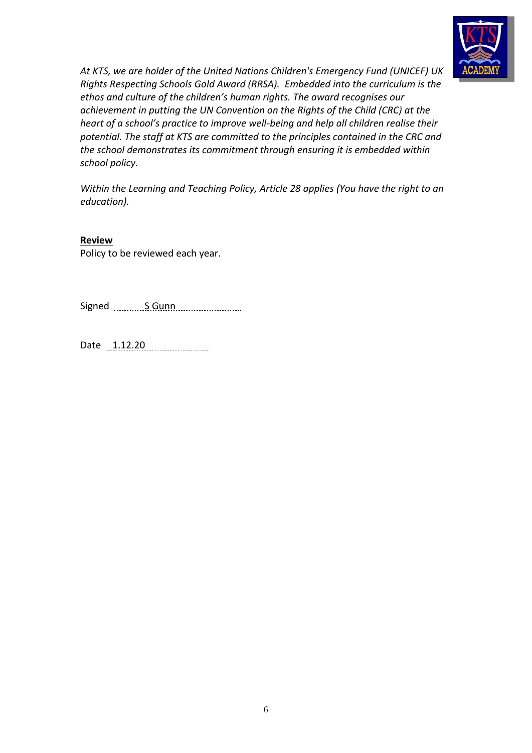*At KTS, we are holder of the United Nations Children's Emergency Fund (UNICEF) UK Rights Respecting Schools Gold Award (RRSA). Embedded into the curriculum is the ethos and culture of the children's human rights. The award recognises our achievement in putting the UN Convention on the Rights of the Child (CRC) at the heart of a school's practice to improve well-being and help all children realise their potential. The staff at KTS are committed to the principles contained in the CRC and the school demonstrates its commitment through ensuring it is embedded within school policy.*

*Within the Learning and Teaching Policy, Article 28 applies (You have the right to an education).*

**Review**

Policy to be reviewed each year.

Signed S Gunn

Date 1.12.20